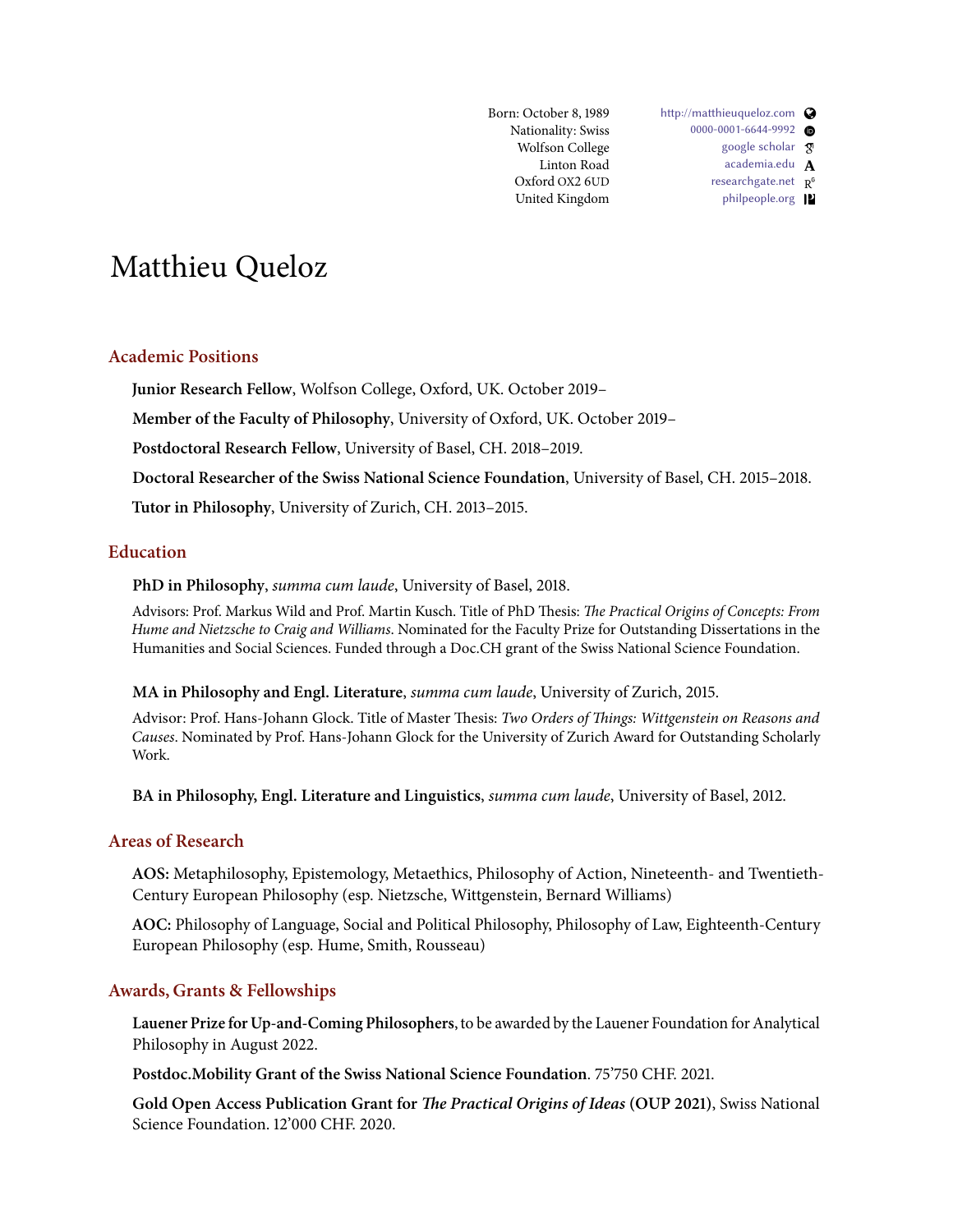Born: October 8, 1989
Nationality: Swiss
Wolfson College
Linton Road
Oxford OX2 6UD
United Kingdom

http://matthieuqueloz.com
0000-0001-6644-9992
google scholar
academia.edu
researchgate.net
philpeople.org

# Matthieu Queloz

## Academic Positions

**Junior Research Fellow**, Wolfson College, Oxford, UK. October 2019–

**Member of the Faculty of Philosophy**, University of Oxford, UK. October 2019–

**Postdoctoral Research Fellow**, University of Basel, CH. 2018–2019.

**Doctoral Researcher of the Swiss National Science Foundation**, University of Basel, CH. 2015–2018.

**Tutor in Philosophy**, University of Zurich, CH. 2013–2015.

## Education

**PhD in Philosophy**, *summa cum laude*, University of Basel, 2018.

Advisors: Prof. Markus Wild and Prof. Martin Kusch. Title of PhD Thesis: *The Practical Origins of Concepts: From Hume and Nietzsche to Craig and Williams*. Nominated for the Faculty Prize for Outstanding Dissertations in the Humanities and Social Sciences. Funded through a Doc.CH grant of the Swiss National Science Foundation.

**MA in Philosophy and Engl. Literature**, *summa cum laude*, University of Zurich, 2015.

Advisor: Prof. Hans-Johann Glock. Title of Master Thesis: *Two Orders of Things: Wittgenstein on Reasons and Causes*. Nominated by Prof. Hans-Johann Glock for the University of Zurich Award for Outstanding Scholarly Work.

**BA in Philosophy, Engl. Literature and Linguistics**, *summa cum laude*, University of Basel, 2012.

## Areas of Research

**AOS:** Metaphilosophy, Epistemology, Metaethics, Philosophy of Action, Nineteenth- and Twentieth-Century European Philosophy (esp. Nietzsche, Wittgenstein, Bernard Williams)

**AOC:** Philosophy of Language, Social and Political Philosophy, Philosophy of Law, Eighteenth-Century European Philosophy (esp. Hume, Smith, Rousseau)

## Awards, Grants & Fellowships

**Lauener Prize for Up-and-Coming Philosophers**, to be awarded by the Lauener Foundation for Analytical Philosophy in August 2022.

**Postdoc.Mobility Grant of the Swiss National Science Foundation**. 75'750 CHF. 2021.

**Gold Open Access Publication Grant for *The Practical Origins of Ideas* (OUP 2021)**, Swiss National Science Foundation. 12'000 CHF. 2020.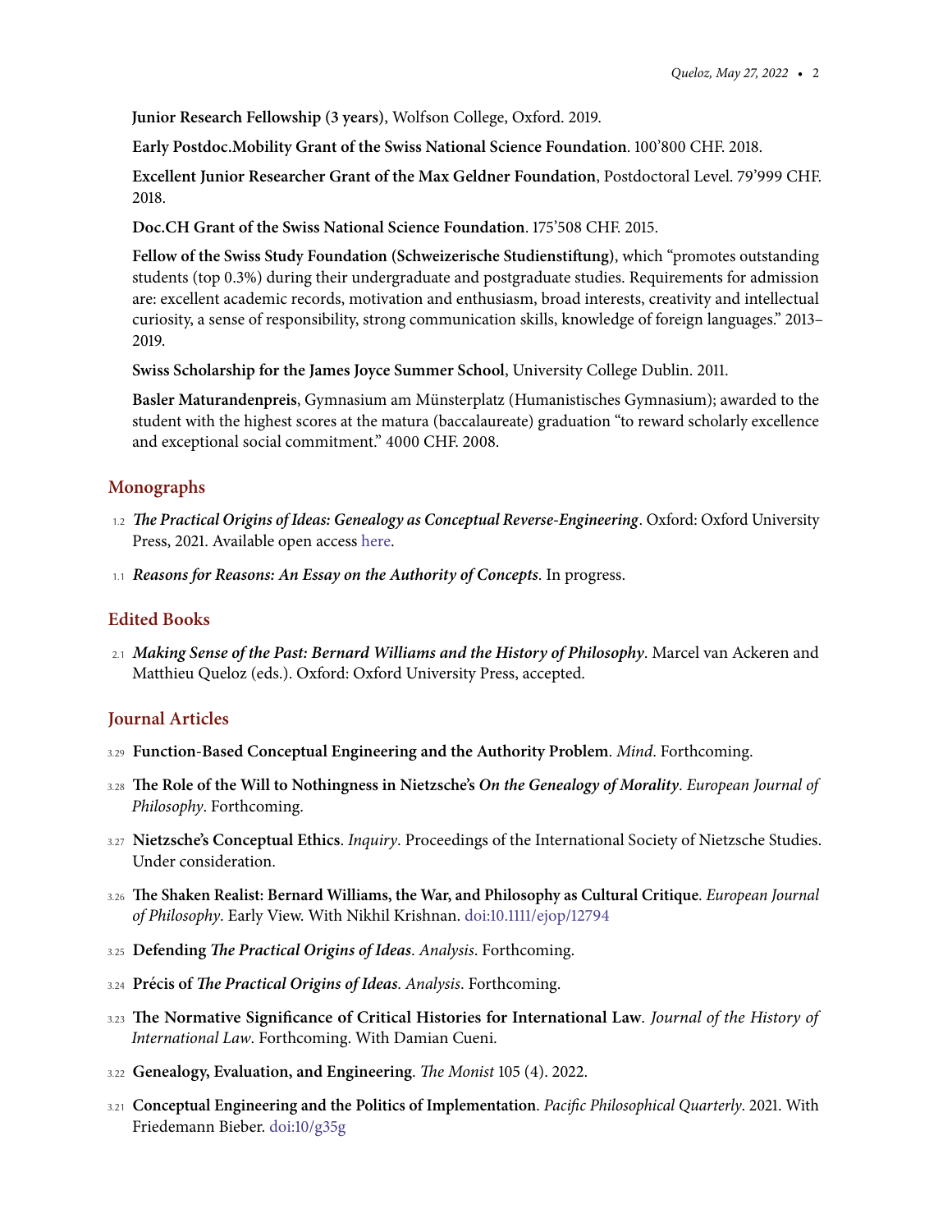**Junior Research Fellowship (3 years)**, Wolfson College, Oxford. 2019.

**Early Postdoc.Mobility Grant of the Swiss National Science Foundation**. 100'800 CHF. 2018.

**Excellent Junior Researcher Grant of the Max Geldner Foundation**, Postdoctoral Level. 79'999 CHF. 2018.

**Doc.CH Grant of the Swiss National Science Foundation**. 175'508 CHF. 2015.

**Fellow of the Swiss Study Foundation (Schweizerische Studienstiftung)**, which "promotes outstanding students (top 0.3%) during their undergraduate and postgraduate studies. Requirements for admission are: excellent academic records, motivation and enthusiasm, broad interests, creativity and intellectual curiosity, a sense of responsibility, strong communication skills, knowledge of foreign languages." 2013–2019.

**Swiss Scholarship for the James Joyce Summer School**, University College Dublin. 2011.

**Basler Maturandenpreis**, Gymnasium am Münsterplatz (Humanistisches Gymnasium); awarded to the student with the highest scores at the matura (baccalaureate) graduation "to reward scholarly excellence and exceptional social commitment." 4000 CHF. 2008.

## Monographs

1.2 ***The Practical Origins of Ideas: Genealogy as Conceptual Reverse-Engineering***. Oxford: Oxford University Press, 2021. Available open access here.

1.1 ***Reasons for Reasons: An Essay on the Authority of Concepts***. In progress.

## Edited Books

2.1 ***Making Sense of the Past: Bernard Williams and the History of Philosophy***. Marcel van Ackeren and Matthieu Queloz (eds.). Oxford: Oxford University Press, accepted.

## Journal Articles

3.29 **Function-Based Conceptual Engineering and the Authority Problem**. *Mind*. Forthcoming.

3.28 **The Role of the Will to Nothingness in Nietzsche's *On the Genealogy of Morality***. *European Journal of Philosophy*. Forthcoming.

3.27 **Nietzsche's Conceptual Ethics**. *Inquiry*. Proceedings of the International Society of Nietzsche Studies. Under consideration.

3.26 **The Shaken Realist: Bernard Williams, the War, and Philosophy as Cultural Critique**. *European Journal of Philosophy*. Early View. With Nikhil Krishnan. doi:10.1111/ejop/12794

3.25 **Defending *The Practical Origins of Ideas***. *Analysis*. Forthcoming.

3.24 **Précis of *The Practical Origins of Ideas***. *Analysis*. Forthcoming.

3.23 **The Normative Significance of Critical Histories for International Law**. *Journal of the History of International Law*. Forthcoming. With Damian Cueni.

3.22 **Genealogy, Evaluation, and Engineering**. *The Monist* 105 (4). 2022.

3.21 **Conceptual Engineering and the Politics of Implementation**. *Pacific Philosophical Quarterly*. 2021. With Friedemann Bieber. doi:10/g35g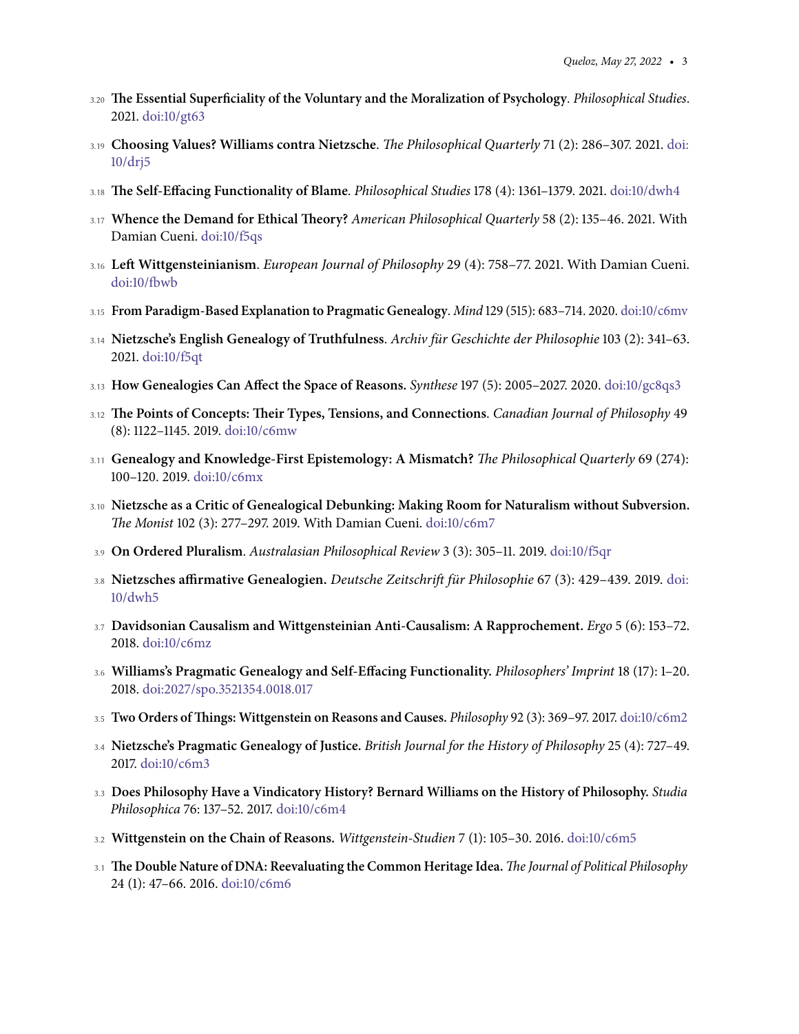3.20 **The Essential Superficiality of the Voluntary and the Moralization of Psychology**. *Philosophical Studies*. 2021. doi:10/gt63

3.19 **Choosing Values? Williams contra Nietzsche**. *The Philosophical Quarterly* 71 (2): 286–307. 2021. doi:10/drj5

3.18 **The Self-Effacing Functionality of Blame**. *Philosophical Studies* 178 (4): 1361–1379. 2021. doi:10/dwh4

3.17 **Whence the Demand for Ethical Theory?** *American Philosophical Quarterly* 58 (2): 135–46. 2021. With Damian Cueni. doi:10/f5qs

3.16 **Left Wittgensteinianism**. *European Journal of Philosophy* 29 (4): 758–77. 2021. With Damian Cueni. doi:10/fbwb

3.15 **From Paradigm-Based Explanation to Pragmatic Genealogy**. *Mind* 129 (515): 683–714. 2020. doi:10/c6mv

3.14 **Nietzsche's English Genealogy of Truthfulness**. *Archiv für Geschichte der Philosophie* 103 (2): 341–63. 2021. doi:10/f5qt

3.13 **How Genealogies Can Affect the Space of Reasons.** *Synthese* 197 (5): 2005–2027. 2020. doi:10/gc8qs3

3.12 **The Points of Concepts: Their Types, Tensions, and Connections**. *Canadian Journal of Philosophy* 49 (8): 1122–1145. 2019. doi:10/c6mw

3.11 **Genealogy and Knowledge-First Epistemology: A Mismatch?** *The Philosophical Quarterly* 69 (274): 100–120. 2019. doi:10/c6mx

3.10 **Nietzsche as a Critic of Genealogical Debunking: Making Room for Naturalism without Subversion.** *The Monist* 102 (3): 277–297. 2019. With Damian Cueni. doi:10/c6m7

3.9 **On Ordered Pluralism**. *Australasian Philosophical Review* 3 (3): 305–11. 2019. doi:10/f5qr

3.8 **Nietzsches affirmative Genealogien.** *Deutsche Zeitschrift für Philosophie* 67 (3): 429–439. 2019. doi:10/dwh5

3.7 **Davidsonian Causalism and Wittgensteinian Anti-Causalism: A Rapprochement.** *Ergo* 5 (6): 153–72. 2018. doi:10/c6mz

3.6 **Williams's Pragmatic Genealogy and Self-Effacing Functionality.** *Philosophers' Imprint* 18 (17): 1–20. 2018. doi:2027/spo.3521354.0018.017

3.5 **Two Orders of Things: Wittgenstein on Reasons and Causes.** *Philosophy* 92 (3): 369–97. 2017. doi:10/c6m2

3.4 **Nietzsche's Pragmatic Genealogy of Justice.** *British Journal for the History of Philosophy* 25 (4): 727–49. 2017. doi:10/c6m3

3.3 **Does Philosophy Have a Vindicatory History? Bernard Williams on the History of Philosophy.** *Studia Philosophica* 76: 137–52. 2017. doi:10/c6m4

3.2 **Wittgenstein on the Chain of Reasons.** *Wittgenstein-Studien* 7 (1): 105–30. 2016. doi:10/c6m5

3.1 **The Double Nature of DNA: Reevaluating the Common Heritage Idea.** *The Journal of Political Philosophy* 24 (1): 47–66. 2016. doi:10/c6m6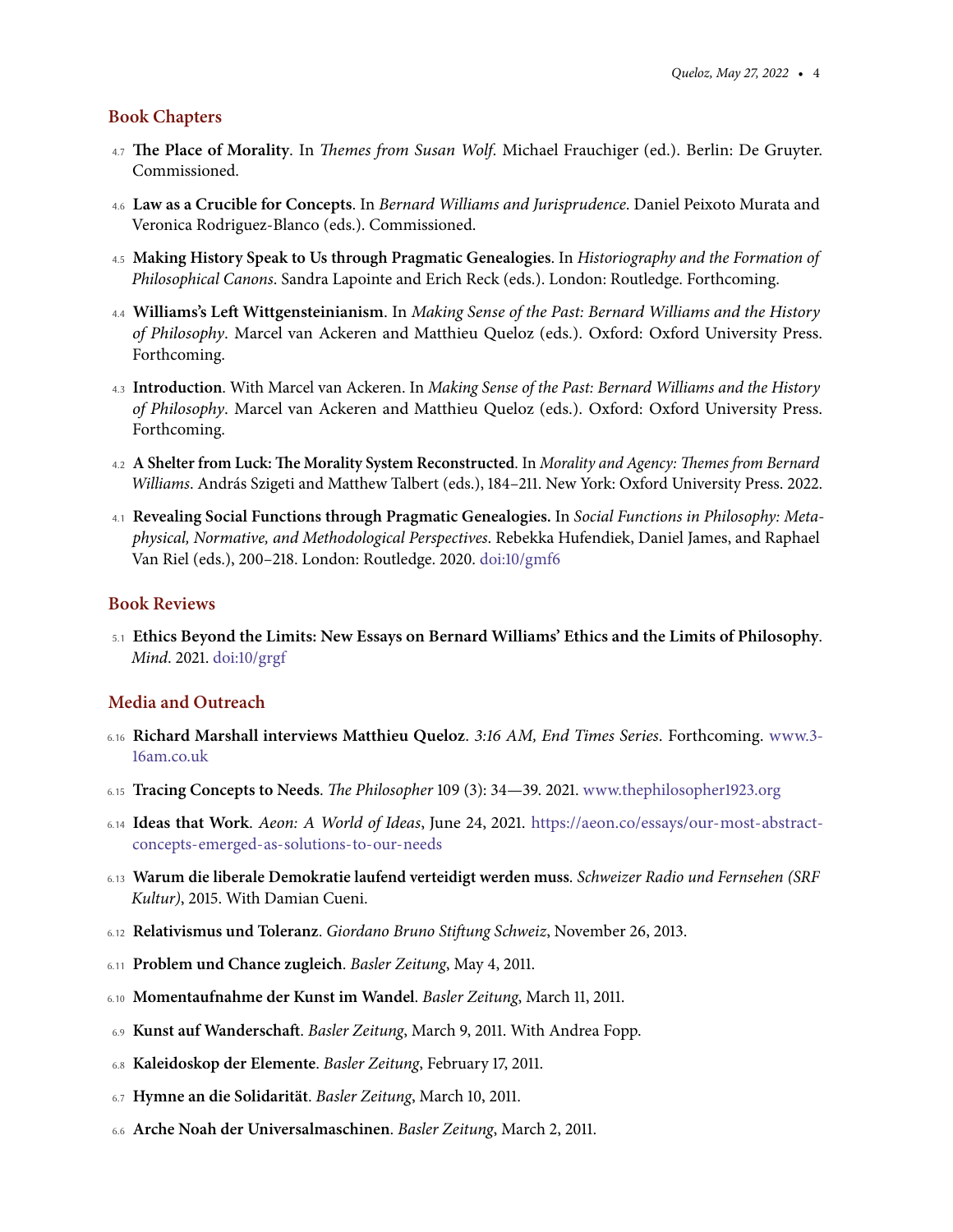## Book Chapters

4.7 **The Place of Morality**. In *Themes from Susan Wolf*. Michael Frauchiger (ed.). Berlin: De Gruyter. Commissioned.

4.6 **Law as a Crucible for Concepts**. In *Bernard Williams and Jurisprudence*. Daniel Peixoto Murata and Veronica Rodriguez-Blanco (eds.). Commissioned.

4.5 **Making History Speak to Us through Pragmatic Genealogies**. In *Historiography and the Formation of Philosophical Canons*. Sandra Lapointe and Erich Reck (eds.). London: Routledge. Forthcoming.

4.4 **Williams's Left Wittgensteinianism**. In *Making Sense of the Past: Bernard Williams and the History of Philosophy*. Marcel van Ackeren and Matthieu Queloz (eds.). Oxford: Oxford University Press. Forthcoming.

4.3 **Introduction**. With Marcel van Ackeren. In *Making Sense of the Past: Bernard Williams and the History of Philosophy*. Marcel van Ackeren and Matthieu Queloz (eds.). Oxford: Oxford University Press. Forthcoming.

4.2 **A Shelter from Luck: The Morality System Reconstructed**. In *Morality and Agency: Themes from Bernard Williams*. András Szigeti and Matthew Talbert (eds.), 184–211. New York: Oxford University Press. 2022.

4.1 **Revealing Social Functions through Pragmatic Genealogies.** In *Social Functions in Philosophy: Metaphysical, Normative, and Methodological Perspectives*. Rebekka Hufendiek, Daniel James, and Raphael Van Riel (eds.), 200–218. London: Routledge. 2020. doi:10/gmf6

## Book Reviews

5.1 **Ethics Beyond the Limits: New Essays on Bernard Williams' Ethics and the Limits of Philosophy**. *Mind*. 2021. doi:10/grgf

## Media and Outreach

6.16 **Richard Marshall interviews Matthieu Queloz**. *3:16 AM, End Times Series*. Forthcoming. www.3-16am.co.uk

6.15 **Tracing Concepts to Needs**. *The Philosopher* 109 (3): 34—39. 2021. www.thephilosopher1923.org

6.14 **Ideas that Work**. *Aeon: A World of Ideas*, June 24, 2021. https://aeon.co/essays/our-most-abstract-concepts-emerged-as-solutions-to-our-needs

6.13 **Warum die liberale Demokratie laufend verteidigt werden muss**. *Schweizer Radio und Fernsehen (SRF Kultur)*, 2015. With Damian Cueni.

6.12 **Relativismus und Toleranz**. *Giordano Bruno Stiftung Schweiz*, November 26, 2013.

6.11 **Problem und Chance zugleich**. *Basler Zeitung*, May 4, 2011.

6.10 **Momentaufnahme der Kunst im Wandel**. *Basler Zeitung*, March 11, 2011.

6.9 **Kunst auf Wanderschaft**. *Basler Zeitung*, March 9, 2011. With Andrea Fopp.

6.8 **Kaleidoskop der Elemente**. *Basler Zeitung*, February 17, 2011.

6.7 **Hymne an die Solidarität**. *Basler Zeitung*, March 10, 2011.

6.6 **Arche Noah der Universalmaschinen**. *Basler Zeitung*, March 2, 2011.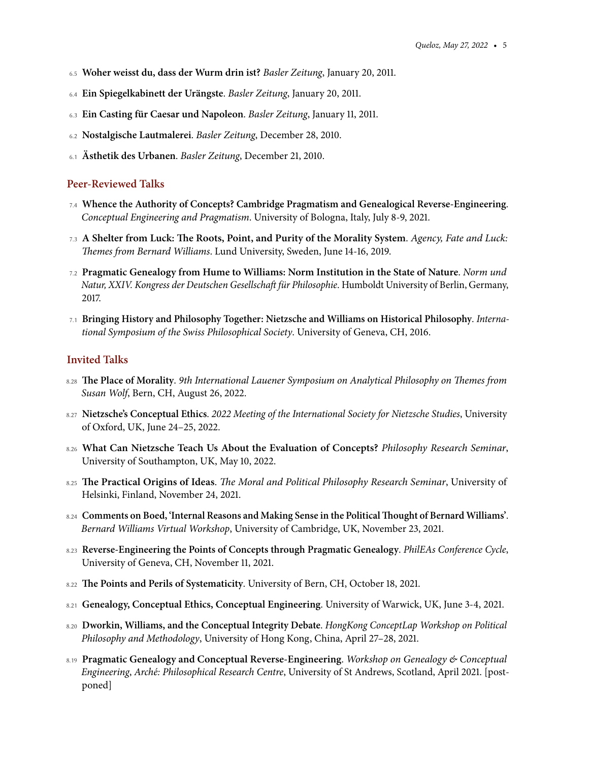6.5 **Woher weisst du, dass der Wurm drin ist?** *Basler Zeitung*, January 20, 2011.

6.4 **Ein Spiegelkabinett der Urängste**. *Basler Zeitung*, January 20, 2011.

6.3 **Ein Casting für Caesar und Napoleon**. *Basler Zeitung*, January 11, 2011.

6.2 **Nostalgische Lautmalerei**. *Basler Zeitung*, December 28, 2010.

6.1 **Ästhetik des Urbanen**. *Basler Zeitung*, December 21, 2010.

## Peer-Reviewed Talks

7.4 **Whence the Authority of Concepts? Cambridge Pragmatism and Genealogical Reverse-Engineering**. *Conceptual Engineering and Pragmatism*. University of Bologna, Italy, July 8-9, 2021.

7.3 **A Shelter from Luck: The Roots, Point, and Purity of the Morality System**. *Agency, Fate and Luck: Themes from Bernard Williams*. Lund University, Sweden, June 14-16, 2019.

7.2 **Pragmatic Genealogy from Hume to Williams: Norm Institution in the State of Nature**. *Norm und Natur, XXIV. Kongress der Deutschen Gesellschaft für Philosophie*. Humboldt University of Berlin, Germany, 2017.

7.1 **Bringing History and Philosophy Together: Nietzsche and Williams on Historical Philosophy**. *International Symposium of the Swiss Philosophical Society*. University of Geneva, CH, 2016.

## Invited Talks

8.28 **The Place of Morality**. *9th International Lauener Symposium on Analytical Philosophy on Themes from Susan Wolf*, Bern, CH, August 26, 2022.

8.27 **Nietzsche's Conceptual Ethics**. *2022 Meeting of the International Society for Nietzsche Studies*, University of Oxford, UK, June 24–25, 2022.

8.26 **What Can Nietzsche Teach Us About the Evaluation of Concepts?** *Philosophy Research Seminar*, University of Southampton, UK, May 10, 2022.

8.25 **The Practical Origins of Ideas**. *The Moral and Political Philosophy Research Seminar*, University of Helsinki, Finland, November 24, 2021.

8.24 **Comments on Boed, 'Internal Reasons and Making Sense in the Political Thought of Bernard Williams'**. *Bernard Williams Virtual Workshop*, University of Cambridge, UK, November 23, 2021.

8.23 **Reverse-Engineering the Points of Concepts through Pragmatic Genealogy**. *PhilEAs Conference Cycle*, University of Geneva, CH, November 11, 2021.

8.22 **The Points and Perils of Systematicity**. University of Bern, CH, October 18, 2021.

8.21 **Genealogy, Conceptual Ethics, Conceptual Engineering**. University of Warwick, UK, June 3-4, 2021.

8.20 **Dworkin, Williams, and the Conceptual Integrity Debate**. *HongKong ConceptLap Workshop on Political Philosophy and Methodology*, University of Hong Kong, China, April 27–28, 2021.

8.19 **Pragmatic Genealogy and Conceptual Reverse-Engineering**. *Workshop on Genealogy & Conceptual Engineering, Arché: Philosophical Research Centre*, University of St Andrews, Scotland, April 2021. [postponed]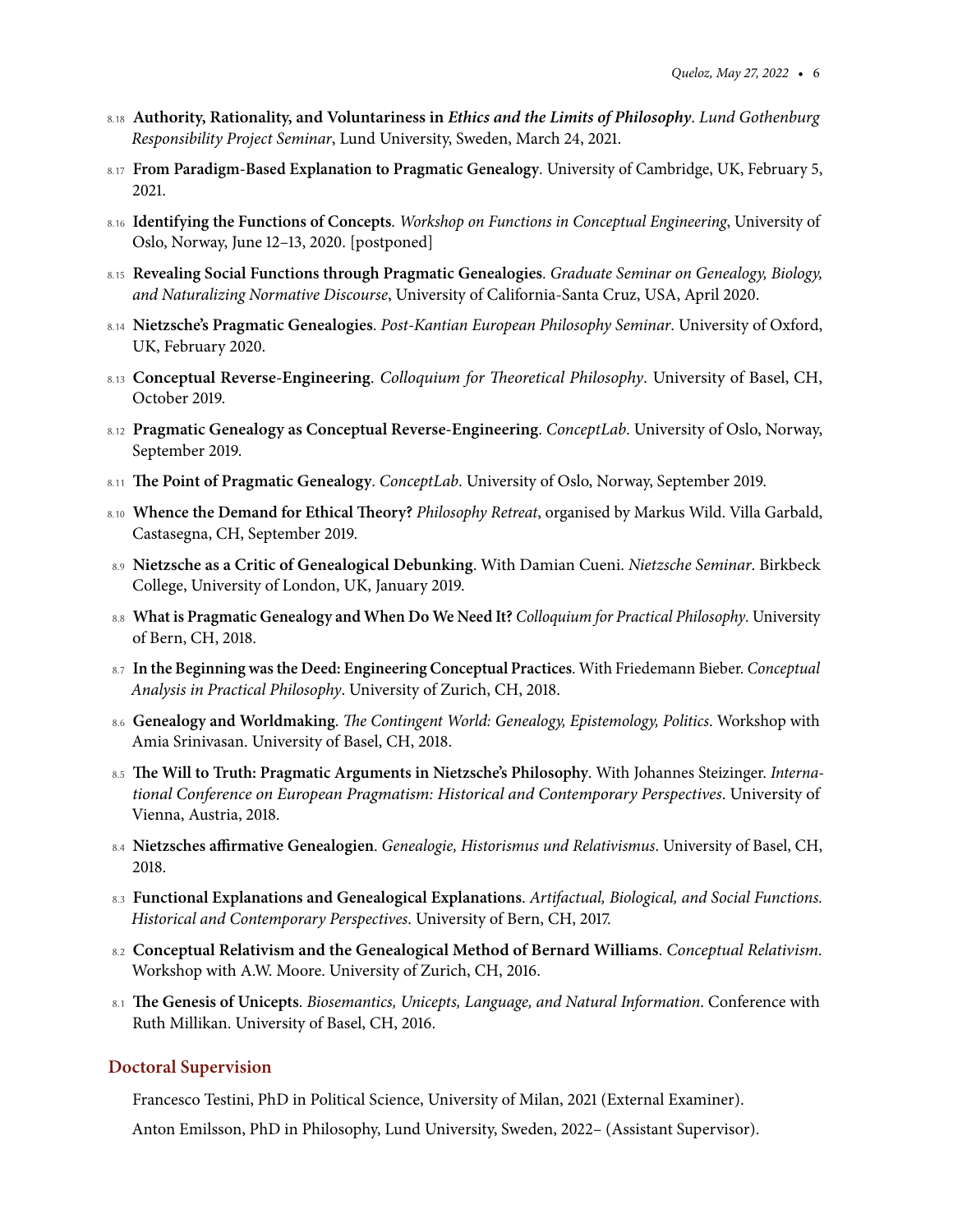- 8.18 **Authority, Rationality, and Voluntariness in *Ethics and the Limits of Philosophy***. *Lund Gothenburg Responsibility Project Seminar*, Lund University, Sweden, March 24, 2021.
- 8.17 **From Paradigm-Based Explanation to Pragmatic Genealogy**. University of Cambridge, UK, February 5, 2021.
- 8.16 **Identifying the Functions of Concepts**. *Workshop on Functions in Conceptual Engineering*, University of Oslo, Norway, June 12–13, 2020. [postponed]
- 8.15 **Revealing Social Functions through Pragmatic Genealogies**. *Graduate Seminar on Genealogy, Biology, and Naturalizing Normative Discourse*, University of California-Santa Cruz, USA, April 2020.
- 8.14 **Nietzsche's Pragmatic Genealogies**. *Post-Kantian European Philosophy Seminar*. University of Oxford, UK, February 2020.
- 8.13 **Conceptual Reverse-Engineering**. *Colloquium for Theoretical Philosophy*. University of Basel, CH, October 2019.
- 8.12 **Pragmatic Genealogy as Conceptual Reverse-Engineering**. *ConceptLab*. University of Oslo, Norway, September 2019.
- 8.11 **The Point of Pragmatic Genealogy**. *ConceptLab*. University of Oslo, Norway, September 2019.
- 8.10 **Whence the Demand for Ethical Theory?** *Philosophy Retreat*, organised by Markus Wild. Villa Garbald, Castasegna, CH, September 2019.
- 8.9 **Nietzsche as a Critic of Genealogical Debunking**. With Damian Cueni. *Nietzsche Seminar*. Birkbeck College, University of London, UK, January 2019.
- 8.8 **What is Pragmatic Genealogy and When Do We Need It?** *Colloquium for Practical Philosophy*. University of Bern, CH, 2018.
- 8.7 **In the Beginning was the Deed: Engineering Conceptual Practices**. With Friedemann Bieber. *Conceptual Analysis in Practical Philosophy*. University of Zurich, CH, 2018.
- 8.6 **Genealogy and Worldmaking**. *The Contingent World: Genealogy, Epistemology, Politics*. Workshop with Amia Srinivasan. University of Basel, CH, 2018.
- 8.5 **The Will to Truth: Pragmatic Arguments in Nietzsche's Philosophy**. With Johannes Steizinger. *International Conference on European Pragmatism: Historical and Contemporary Perspectives*. University of Vienna, Austria, 2018.
- 8.4 **Nietzsches affirmative Genealogien**. *Genealogie, Historismus und Relativismus*. University of Basel, CH, 2018.
- 8.3 **Functional Explanations and Genealogical Explanations**. *Artifactual, Biological, and Social Functions. Historical and Contemporary Perspectives*. University of Bern, CH, 2017.
- 8.2 **Conceptual Relativism and the Genealogical Method of Bernard Williams**. *Conceptual Relativism*. Workshop with A.W. Moore. University of Zurich, CH, 2016.
- 8.1 **The Genesis of Unicepts**. *Biosemantics, Unicepts, Language, and Natural Information*. Conference with Ruth Millikan. University of Basel, CH, 2016.

## Doctoral Supervision

Francesco Testini, PhD in Political Science, University of Milan, 2021 (External Examiner).

Anton Emilsson, PhD in Philosophy, Lund University, Sweden, 2022– (Assistant Supervisor).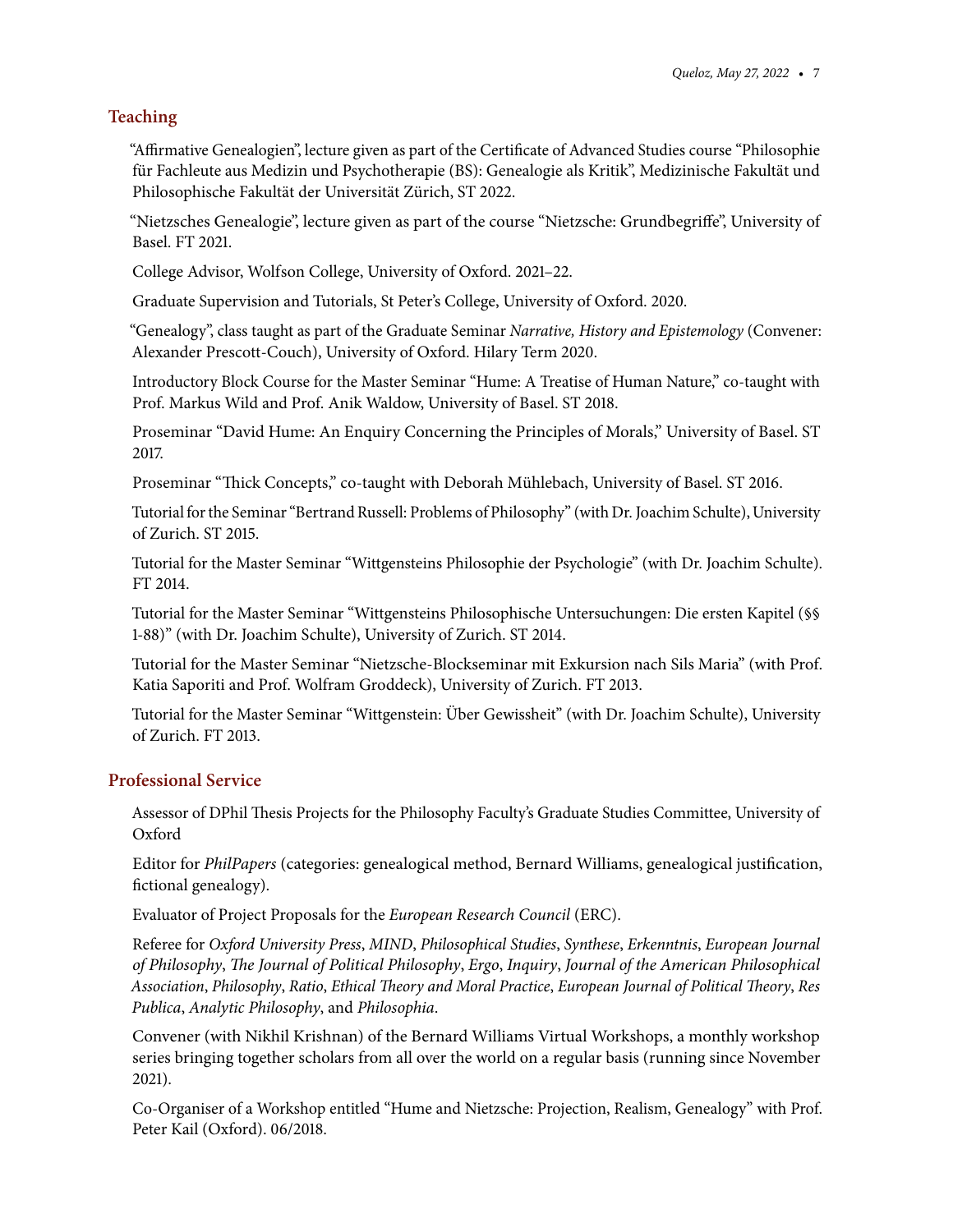## Teaching

"Affirmative Genealogien", lecture given as part of the Certificate of Advanced Studies course "Philosophie für Fachleute aus Medizin und Psychotherapie (BS): Genealogie als Kritik", Medizinische Fakultät und Philosophische Fakultät der Universität Zürich, ST 2022.

"Nietzsches Genealogie", lecture given as part of the course "Nietzsche: Grundbegriffe", University of Basel. FT 2021.

College Advisor, Wolfson College, University of Oxford. 2021–22.

Graduate Supervision and Tutorials, St Peter's College, University of Oxford. 2020.

"Genealogy", class taught as part of the Graduate Seminar *Narrative, History and Epistemology* (Convener: Alexander Prescott-Couch), University of Oxford. Hilary Term 2020.

Introductory Block Course for the Master Seminar "Hume: A Treatise of Human Nature," co-taught with Prof. Markus Wild and Prof. Anik Waldow, University of Basel. ST 2018.

Proseminar "David Hume: An Enquiry Concerning the Principles of Morals," University of Basel. ST 2017.

Proseminar "Thick Concepts," co-taught with Deborah Mühlebach, University of Basel. ST 2016.

Tutorial for the Seminar "Bertrand Russell: Problems of Philosophy" (with Dr. Joachim Schulte), University of Zurich. ST 2015.

Tutorial for the Master Seminar "Wittgensteins Philosophie der Psychologie" (with Dr. Joachim Schulte). FT 2014.

Tutorial for the Master Seminar "Wittgensteins Philosophische Untersuchungen: Die ersten Kapitel (§§ 1-88)" (with Dr. Joachim Schulte), University of Zurich. ST 2014.

Tutorial for the Master Seminar "Nietzsche-Blockseminar mit Exkursion nach Sils Maria" (with Prof. Katia Saporiti and Prof. Wolfram Groddeck), University of Zurich. FT 2013.

Tutorial for the Master Seminar "Wittgenstein: Über Gewissheit" (with Dr. Joachim Schulte), University of Zurich. FT 2013.

## Professional Service

Assessor of DPhil Thesis Projects for the Philosophy Faculty's Graduate Studies Committee, University of Oxford

Editor for *PhilPapers* (categories: genealogical method, Bernard Williams, genealogical justification, fictional genealogy).

Evaluator of Project Proposals for the *European Research Council* (ERC).

Referee for *Oxford University Press*, *MIND*, *Philosophical Studies*, *Synthese*, *Erkenntnis*, *European Journal of Philosophy*, *The Journal of Political Philosophy*, *Ergo*, *Inquiry*, *Journal of the American Philosophical Association*, *Philosophy*, *Ratio*, *Ethical Theory and Moral Practice*, *European Journal of Political Theory*, *Res Publica*, *Analytic Philosophy*, and *Philosophia*.

Convener (with Nikhil Krishnan) of the Bernard Williams Virtual Workshops, a monthly workshop series bringing together scholars from all over the world on a regular basis (running since November 2021).

Co-Organiser of a Workshop entitled "Hume and Nietzsche: Projection, Realism, Genealogy" with Prof. Peter Kail (Oxford). 06/2018.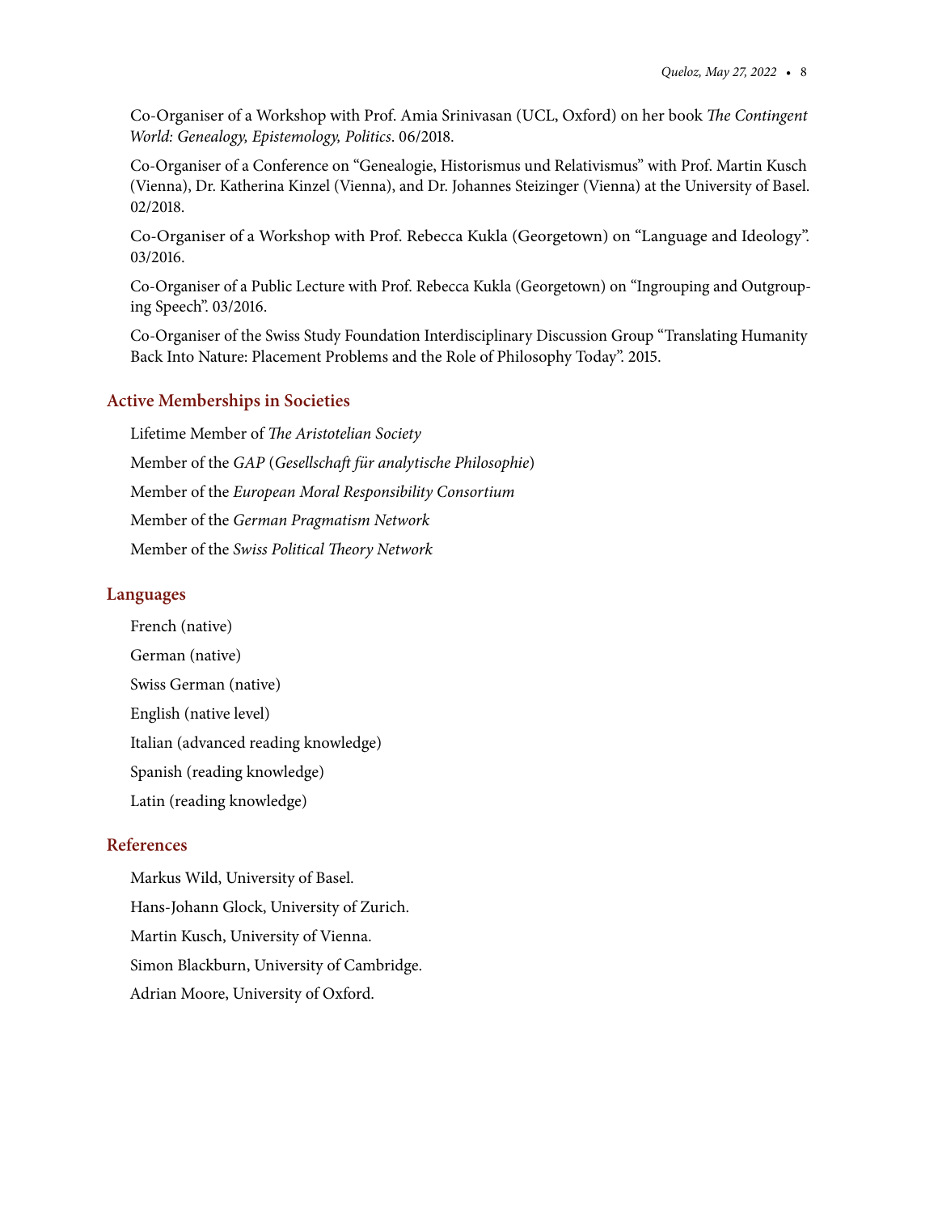Co-Organiser of a Workshop with Prof. Amia Srinivasan (UCL, Oxford) on her book *The Contingent World: Genealogy, Epistemology, Politics*. 06/2018.

Co-Organiser of a Conference on "Genealogie, Historismus und Relativismus" with Prof. Martin Kusch (Vienna), Dr. Katherina Kinzel (Vienna), and Dr. Johannes Steizinger (Vienna) at the University of Basel. 02/2018.

Co-Organiser of a Workshop with Prof. Rebecca Kukla (Georgetown) on "Language and Ideology". 03/2016.

Co-Organiser of a Public Lecture with Prof. Rebecca Kukla (Georgetown) on "Ingrouping and Outgrouping Speech". 03/2016.

Co-Organiser of the Swiss Study Foundation Interdisciplinary Discussion Group "Translating Humanity Back Into Nature: Placement Problems and the Role of Philosophy Today". 2015.

## Active Memberships in Societies

Lifetime Member of *The Aristotelian Society*

Member of the *GAP* (*Gesellschaft für analytische Philosophie*)

Member of the *European Moral Responsibility Consortium*

Member of the *German Pragmatism Network*

Member of the *Swiss Political Theory Network*

## Languages

French (native)

German (native)

Swiss German (native)

English (native level)

Italian (advanced reading knowledge)

Spanish (reading knowledge)

Latin (reading knowledge)

## References

Markus Wild, University of Basel.

Hans-Johann Glock, University of Zurich.

Martin Kusch, University of Vienna.

Simon Blackburn, University of Cambridge.

Adrian Moore, University of Oxford.